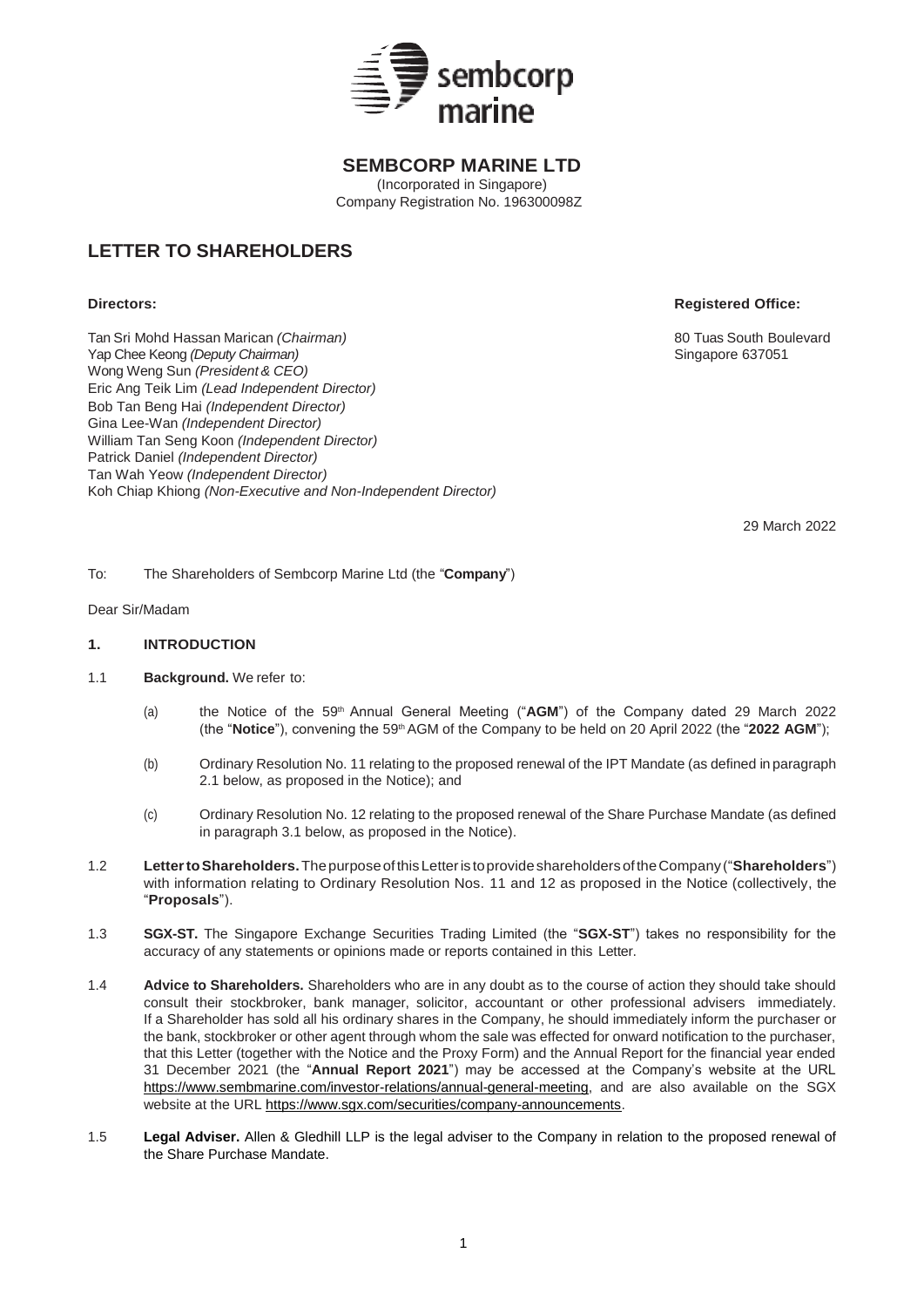# SEMBCORP MARINE LTD

(Incorporated in Singapore)
Company Registration No. 196300098Z

## LETTER TO SHAREHOLDERS

**Directors:**

Tan Sri Mohd Hassan Marican *(Chairman)*
Yap Chee Keong *(Deputy Chairman)*
Wong Weng Sun *(President & CEO)*
Eric Ang Teik Lim *(Lead Independent Director)*
Bob Tan Beng Hai *(Independent Director)*
Gina Lee-Wan *(Independent Director)*
William Tan Seng Koon *(Independent Director)*
Patrick Daniel *(Independent Director)*
Tan Wah Yeow *(Independent Director)*
Koh Chiap Khiong *(Non-Executive and Non-Independent Director)*

**Registered Office:**

80 Tuas South Boulevard
Singapore 637051

29 March 2022

To: The Shareholders of Sembcorp Marine Ltd (the "**Company**")

Dear Sir/Madam

### 1. INTRODUCTION

1.1 **Background.** We refer to:

(a) the Notice of the 59th Annual General Meeting ("**AGM**") of the Company dated 29 March 2022 (the "**Notice**"), convening the 59th AGM of the Company to be held on 20 April 2022 (the "**2022 AGM**");

(b) Ordinary Resolution No. 11 relating to the proposed renewal of the IPT Mandate (as defined in paragraph 2.1 below, as proposed in the Notice); and

(c) Ordinary Resolution No. 12 relating to the proposed renewal of the Share Purchase Mandate (as defined in paragraph 3.1 below, as proposed in the Notice).

1.2 **Letter to Shareholders.** The purpose of this Letter is to provide shareholders of the Company ("**Shareholders**") with information relating to Ordinary Resolution Nos. 11 and 12 as proposed in the Notice (collectively, the "**Proposals**").

1.3 **SGX-ST.** The Singapore Exchange Securities Trading Limited (the "**SGX-ST**") takes no responsibility for the accuracy of any statements or opinions made or reports contained in this Letter.

1.4 **Advice to Shareholders.** Shareholders who are in any doubt as to the course of action they should take should consult their stockbroker, bank manager, solicitor, accountant or other professional advisers immediately. If a Shareholder has sold all his ordinary shares in the Company, he should immediately inform the purchaser or the bank, stockbroker or other agent through whom the sale was effected for onward notification to the purchaser, that this Letter (together with the Notice and the Proxy Form) and the Annual Report for the financial year ended 31 December 2021 (the "**Annual Report 2021**") may be accessed at the Company's website at the URL https://www.sembmarine.com/investor-relations/annual-general-meeting, and are also available on the SGX website at the URL https://www.sgx.com/securities/company-announcements.

1.5 **Legal Adviser.** Allen & Gledhill LLP is the legal adviser to the Company in relation to the proposed renewal of the Share Purchase Mandate.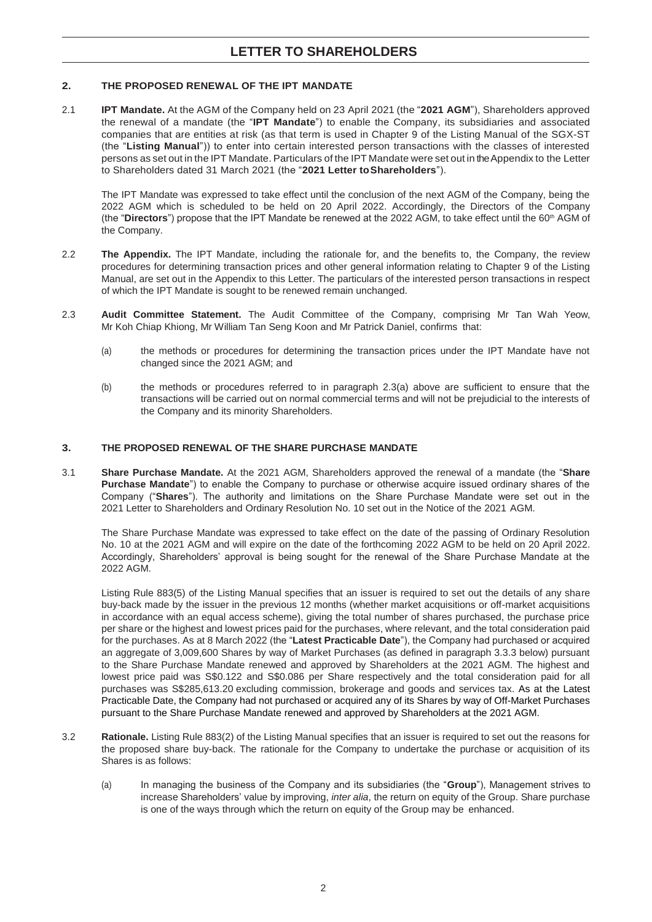## 2. THE PROPOSED RENEWAL OF THE IPT MANDATE

2.1 **IPT Mandate.** At the AGM of the Company held on 23 April 2021 (the "**2021 AGM**"), Shareholders approved the renewal of a mandate (the "**IPT Mandate**") to enable the Company, its subsidiaries and associated companies that are entities at risk (as that term is used in Chapter 9 of the Listing Manual of the SGX-ST (the "**Listing Manual**")) to enter into certain interested person transactions with the classes of interested persons as set out in the IPT Mandate. Particulars of the IPT Mandate were set out in the Appendix to the Letter to Shareholders dated 31 March 2021 (the "**2021 Letter to Shareholders**").

The IPT Mandate was expressed to take effect until the conclusion of the next AGM of the Company, being the 2022 AGM which is scheduled to be held on 20 April 2022. Accordingly, the Directors of the Company (the "**Directors**") propose that the IPT Mandate be renewed at the 2022 AGM, to take effect until the 60th AGM of the Company.

2.2 **The Appendix.** The IPT Mandate, including the rationale for, and the benefits to, the Company, the review procedures for determining transaction prices and other general information relating to Chapter 9 of the Listing Manual, are set out in the Appendix to this Letter. The particulars of the interested person transactions in respect of which the IPT Mandate is sought to be renewed remain unchanged.

2.3 **Audit Committee Statement.** The Audit Committee of the Company, comprising Mr Tan Wah Yeow, Mr Koh Chiap Khiong, Mr William Tan Seng Koon and Mr Patrick Daniel, confirms that:

(a) the methods or procedures for determining the transaction prices under the IPT Mandate have not changed since the 2021 AGM; and

(b) the methods or procedures referred to in paragraph 2.3(a) above are sufficient to ensure that the transactions will be carried out on normal commercial terms and will not be prejudicial to the interests of the Company and its minority Shareholders.

## 3. THE PROPOSED RENEWAL OF THE SHARE PURCHASE MANDATE

3.1 **Share Purchase Mandate.** At the 2021 AGM, Shareholders approved the renewal of a mandate (the "**Share Purchase Mandate**") to enable the Company to purchase or otherwise acquire issued ordinary shares of the Company ("**Shares**"). The authority and limitations on the Share Purchase Mandate were set out in the 2021 Letter to Shareholders and Ordinary Resolution No. 10 set out in the Notice of the 2021 AGM.

The Share Purchase Mandate was expressed to take effect on the date of the passing of Ordinary Resolution No. 10 at the 2021 AGM and will expire on the date of the forthcoming 2022 AGM to be held on 20 April 2022. Accordingly, Shareholders' approval is being sought for the renewal of the Share Purchase Mandate at the 2022 AGM.

Listing Rule 883(5) of the Listing Manual specifies that an issuer is required to set out the details of any share buy-back made by the issuer in the previous 12 months (whether market acquisitions or off-market acquisitions in accordance with an equal access scheme), giving the total number of shares purchased, the purchase price per share or the highest and lowest prices paid for the purchases, where relevant, and the total consideration paid for the purchases. As at 8 March 2022 (the "**Latest Practicable Date**"), the Company had purchased or acquired an aggregate of 3,009,600 Shares by way of Market Purchases (as defined in paragraph 3.3.3 below) pursuant to the Share Purchase Mandate renewed and approved by Shareholders at the 2021 AGM. The highest and lowest price paid was S$0.122 and S$0.086 per Share respectively and the total consideration paid for all purchases was S$285,613.20 excluding commission, brokerage and goods and services tax. As at the Latest Practicable Date, the Company had not purchased or acquired any of its Shares by way of Off-Market Purchases pursuant to the Share Purchase Mandate renewed and approved by Shareholders at the 2021 AGM.

3.2 **Rationale.** Listing Rule 883(2) of the Listing Manual specifies that an issuer is required to set out the reasons for the proposed share buy-back. The rationale for the Company to undertake the purchase or acquisition of its Shares is as follows:

(a) In managing the business of the Company and its subsidiaries (the "**Group**"), Management strives to increase Shareholders' value by improving, *inter alia*, the return on equity of the Group. Share purchase is one of the ways through which the return on equity of the Group may be enhanced.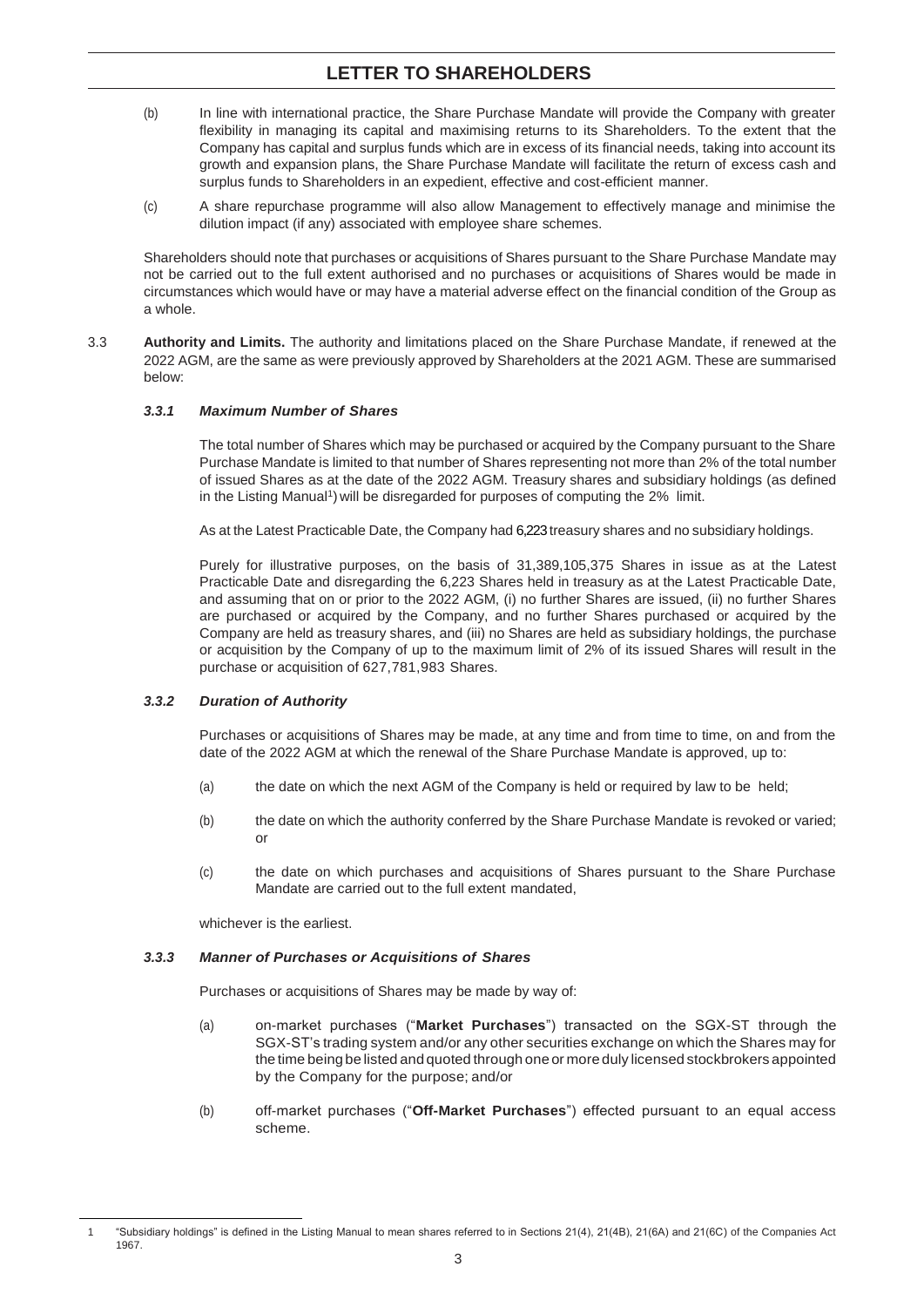(b) In line with international practice, the Share Purchase Mandate will provide the Company with greater flexibility in managing its capital and maximising returns to its Shareholders. To the extent that the Company has capital and surplus funds which are in excess of its financial needs, taking into account its growth and expansion plans, the Share Purchase Mandate will facilitate the return of excess cash and surplus funds to Shareholders in an expedient, effective and cost-efficient manner.

(c) A share repurchase programme will also allow Management to effectively manage and minimise the dilution impact (if any) associated with employee share schemes.

Shareholders should note that purchases or acquisitions of Shares pursuant to the Share Purchase Mandate may not be carried out to the full extent authorised and no purchases or acquisitions of Shares would be made in circumstances which would have or may have a material adverse effect on the financial condition of the Group as a whole.

3.3 **Authority and Limits.** The authority and limitations placed on the Share Purchase Mandate, if renewed at the 2022 AGM, are the same as were previously approved by Shareholders at the 2021 AGM. These are summarised below:

### *3.3.1 Maximum Number of Shares*

The total number of Shares which may be purchased or acquired by the Company pursuant to the Share Purchase Mandate is limited to that number of Shares representing not more than 2% of the total number of issued Shares as at the date of the 2022 AGM. Treasury shares and subsidiary holdings (as defined in the Listing Manual[1]) will be disregarded for purposes of computing the 2% limit.

As at the Latest Practicable Date, the Company had 6,223 treasury shares and no subsidiary holdings.

Purely for illustrative purposes, on the basis of 31,389,105,375 Shares in issue as at the Latest Practicable Date and disregarding the 6,223 Shares held in treasury as at the Latest Practicable Date, and assuming that on or prior to the 2022 AGM, (i) no further Shares are issued, (ii) no further Shares are purchased or acquired by the Company, and no further Shares purchased or acquired by the Company are held as treasury shares, and (iii) no Shares are held as subsidiary holdings, the purchase or acquisition by the Company of up to the maximum limit of 2% of its issued Shares will result in the purchase or acquisition of 627,781,983 Shares.

### *3.3.2 Duration of Authority*

Purchases or acquisitions of Shares may be made, at any time and from time to time, on and from the date of the 2022 AGM at which the renewal of the Share Purchase Mandate is approved, up to:

(a) the date on which the next AGM of the Company is held or required by law to be held;

(b) the date on which the authority conferred by the Share Purchase Mandate is revoked or varied; or

(c) the date on which purchases and acquisitions of Shares pursuant to the Share Purchase Mandate are carried out to the full extent mandated,

whichever is the earliest.

### *3.3.3 Manner of Purchases or Acquisitions of Shares*

Purchases or acquisitions of Shares may be made by way of:

(a) on-market purchases ("**Market Purchases**") transacted on the SGX-ST through the SGX-ST's trading system and/or any other securities exchange on which the Shares may for the time being be listed and quoted through one or more duly licensed stockbrokers appointed by the Company for the purpose; and/or

(b) off-market purchases ("**Off-Market Purchases**") effected pursuant to an equal access scheme.

---

1 "Subsidiary holdings" is defined in the Listing Manual to mean shares referred to in Sections 21(4), 21(4B), 21(6A) and 21(6C) of the Companies Act 1967.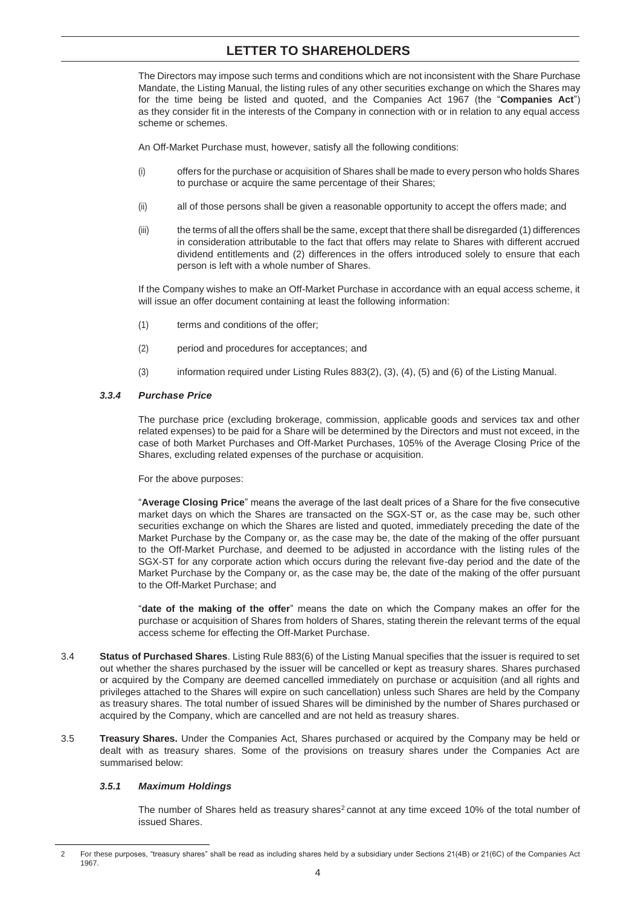The Directors may impose such terms and conditions which are not inconsistent with the Share Purchase Mandate, the Listing Manual, the listing rules of any other securities exchange on which the Shares may for the time being be listed and quoted, and the Companies Act 1967 (the "**Companies Act**") as they consider fit in the interests of the Company in connection with or in relation to any equal access scheme or schemes.

An Off-Market Purchase must, however, satisfy all the following conditions:

(i) offers for the purchase or acquisition of Shares shall be made to every person who holds Shares to purchase or acquire the same percentage of their Shares;

(ii) all of those persons shall be given a reasonable opportunity to accept the offers made; and

(iii) the terms of all the offers shall be the same, except that there shall be disregarded (1) differences in consideration attributable to the fact that offers may relate to Shares with different accrued dividend entitlements and (2) differences in the offers introduced solely to ensure that each person is left with a whole number of Shares.

If the Company wishes to make an Off-Market Purchase in accordance with an equal access scheme, it will issue an offer document containing at least the following information:

(1) terms and conditions of the offer;

(2) period and procedures for acceptances; and

(3) information required under Listing Rules 883(2), (3), (4), (5) and (6) of the Listing Manual.

#### *3.3.4 Purchase Price*

The purchase price (excluding brokerage, commission, applicable goods and services tax and other related expenses) to be paid for a Share will be determined by the Directors and must not exceed, in the case of both Market Purchases and Off-Market Purchases, 105% of the Average Closing Price of the Shares, excluding related expenses of the purchase or acquisition.

For the above purposes:

"**Average Closing Price**" means the average of the last dealt prices of a Share for the five consecutive market days on which the Shares are transacted on the SGX-ST or, as the case may be, such other securities exchange on which the Shares are listed and quoted, immediately preceding the date of the Market Purchase by the Company or, as the case may be, the date of the making of the offer pursuant to the Off-Market Purchase, and deemed to be adjusted in accordance with the listing rules of the SGX-ST for any corporate action which occurs during the relevant five-day period and the date of the Market Purchase by the Company or, as the case may be, the date of the making of the offer pursuant to the Off-Market Purchase; and

"**date of the making of the offer**" means the date on which the Company makes an offer for the purchase or acquisition of Shares from holders of Shares, stating therein the relevant terms of the equal access scheme for effecting the Off-Market Purchase.

3.4 **Status of Purchased Shares**. Listing Rule 883(6) of the Listing Manual specifies that the issuer is required to set out whether the shares purchased by the issuer will be cancelled or kept as treasury shares. Shares purchased or acquired by the Company are deemed cancelled immediately on purchase or acquisition (and all rights and privileges attached to the Shares will expire on such cancellation) unless such Shares are held by the Company as treasury shares. The total number of issued Shares will be diminished by the number of Shares purchased or acquired by the Company, which are cancelled and are not held as treasury shares.

3.5 **Treasury Shares.** Under the Companies Act, Shares purchased or acquired by the Company may be held or dealt with as treasury shares. Some of the provisions on treasury shares under the Companies Act are summarised below:

#### *3.5.1 Maximum Holdings*

The number of Shares held as treasury shares[2] cannot at any time exceed 10% of the total number of issued Shares.

---

2 For these purposes, "treasury shares" shall be read as including shares held by a subsidiary under Sections 21(4B) or 21(6C) of the Companies Act 1967.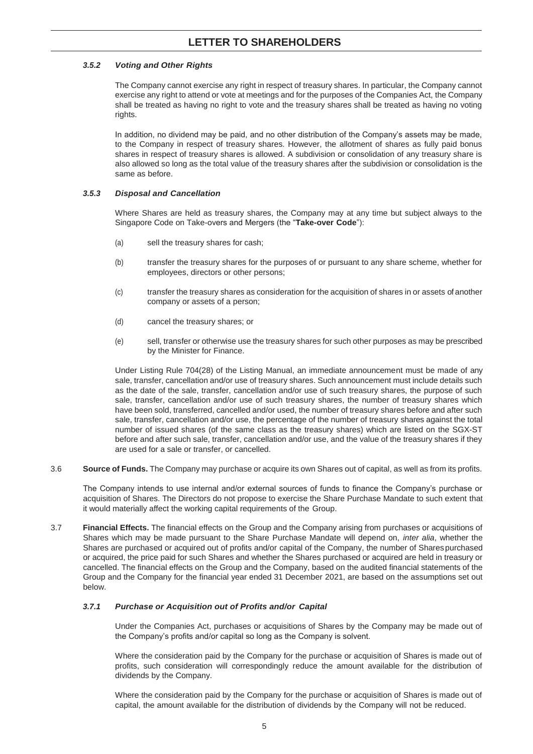#### *3.5.2 Voting and Other Rights*

The Company cannot exercise any right in respect of treasury shares. In particular, the Company cannot exercise any right to attend or vote at meetings and for the purposes of the Companies Act, the Company shall be treated as having no right to vote and the treasury shares shall be treated as having no voting rights.

In addition, no dividend may be paid, and no other distribution of the Company's assets may be made, to the Company in respect of treasury shares. However, the allotment of shares as fully paid bonus shares in respect of treasury shares is allowed. A subdivision or consolidation of any treasury share is also allowed so long as the total value of the treasury shares after the subdivision or consolidation is the same as before.

#### *3.5.3 Disposal and Cancellation*

Where Shares are held as treasury shares, the Company may at any time but subject always to the Singapore Code on Take-overs and Mergers (the "**Take-over Code**"):

(a) sell the treasury shares for cash;

(b) transfer the treasury shares for the purposes of or pursuant to any share scheme, whether for employees, directors or other persons;

(c) transfer the treasury shares as consideration for the acquisition of shares in or assets of another company or assets of a person;

(d) cancel the treasury shares; or

(e) sell, transfer or otherwise use the treasury shares for such other purposes as may be prescribed by the Minister for Finance.

Under Listing Rule 704(28) of the Listing Manual, an immediate announcement must be made of any sale, transfer, cancellation and/or use of treasury shares. Such announcement must include details such as the date of the sale, transfer, cancellation and/or use of such treasury shares, the purpose of such sale, transfer, cancellation and/or use of such treasury shares, the number of treasury shares which have been sold, transferred, cancelled and/or used, the number of treasury shares before and after such sale, transfer, cancellation and/or use, the percentage of the number of treasury shares against the total number of issued shares (of the same class as the treasury shares) which are listed on the SGX-ST before and after such sale, transfer, cancellation and/or use, and the value of the treasury shares if they are used for a sale or transfer, or cancelled.

3.6 **Source of Funds.** The Company may purchase or acquire its own Shares out of capital, as well as from its profits.

The Company intends to use internal and/or external sources of funds to finance the Company's purchase or acquisition of Shares. The Directors do not propose to exercise the Share Purchase Mandate to such extent that it would materially affect the working capital requirements of the Group.

3.7 **Financial Effects.** The financial effects on the Group and the Company arising from purchases or acquisitions of Shares which may be made pursuant to the Share Purchase Mandate will depend on, *inter alia*, whether the Shares are purchased or acquired out of profits and/or capital of the Company, the number of Shares purchased or acquired, the price paid for such Shares and whether the Shares purchased or acquired are held in treasury or cancelled. The financial effects on the Group and the Company, based on the audited financial statements of the Group and the Company for the financial year ended 31 December 2021, are based on the assumptions set out below.

#### *3.7.1 Purchase or Acquisition out of Profits and/or Capital*

Under the Companies Act, purchases or acquisitions of Shares by the Company may be made out of the Company's profits and/or capital so long as the Company is solvent.

Where the consideration paid by the Company for the purchase or acquisition of Shares is made out of profits, such consideration will correspondingly reduce the amount available for the distribution of dividends by the Company.

Where the consideration paid by the Company for the purchase or acquisition of Shares is made out of capital, the amount available for the distribution of dividends by the Company will not be reduced.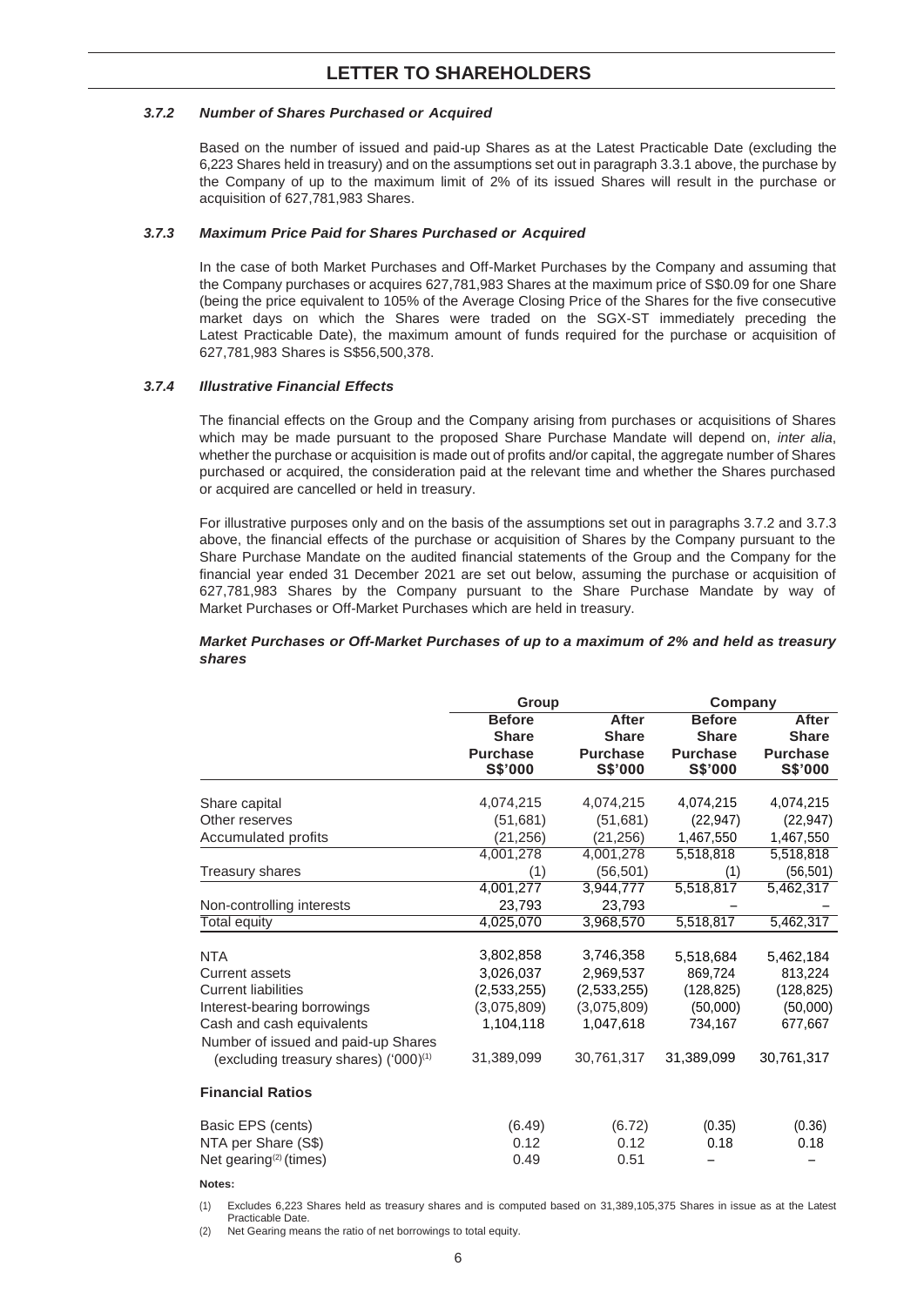#### 3.7.2 *Number of Shares Purchased or Acquired*

Based on the number of issued and paid-up Shares as at the Latest Practicable Date (excluding the 6,223 Shares held in treasury) and on the assumptions set out in paragraph 3.3.1 above, the purchase by the Company of up to the maximum limit of 2% of its issued Shares will result in the purchase or acquisition of 627,781,983 Shares.

#### 3.7.3 *Maximum Price Paid for Shares Purchased or Acquired*

In the case of both Market Purchases and Off-Market Purchases by the Company and assuming that the Company purchases or acquires 627,781,983 Shares at the maximum price of S$0.09 for one Share (being the price equivalent to 105% of the Average Closing Price of the Shares for the five consecutive market days on which the Shares were traded on the SGX-ST immediately preceding the Latest Practicable Date), the maximum amount of funds required for the purchase or acquisition of 627,781,983 Shares is S$56,500,378.

#### 3.7.4 *Illustrative Financial Effects*

The financial effects on the Group and the Company arising from purchases or acquisitions of Shares which may be made pursuant to the proposed Share Purchase Mandate will depend on, *inter alia*, whether the purchase or acquisition is made out of profits and/or capital, the aggregate number of Shares purchased or acquired, the consideration paid at the relevant time and whether the Shares purchased or acquired are cancelled or held in treasury.

For illustrative purposes only and on the basis of the assumptions set out in paragraphs 3.7.2 and 3.7.3 above, the financial effects of the purchase or acquisition of Shares by the Company pursuant to the Share Purchase Mandate on the audited financial statements of the Group and the Company for the financial year ended 31 December 2021 are set out below, assuming the purchase or acquisition of 627,781,983 Shares by the Company pursuant to the Share Purchase Mandate by way of Market Purchases or Off-Market Purchases which are held in treasury.

***Market Purchases or Off-Market Purchases of up to a maximum of 2% and held as treasury shares***

| | Group | | Company | |
|---|---|---|---|---|
| | **Before Share Purchase S$'000** | **After Share Purchase S$'000** | **Before Share Purchase S$'000** | **After Share Purchase S$'000** |
| Share capital | 4,074,215 | 4,074,215 | 4,074,215 | 4,074,215 |
| Other reserves | (51,681) | (51,681) | (22,947) | (22,947) |
| Accumulated profits | (21,256) | (21,256) | 1,467,550 | 1,467,550 |
| | 4,001,278 | 4,001,278 | 5,518,818 | 5,518,818 |
| Treasury shares | (1) | (56,501) | (1) | (56,501) |
| | 4,001,277 | 3,944,777 | 5,518,817 | 5,462,317 |
| Non-controlling interests | 23,793 | 23,793 | – | – |
| Total equity | 4,025,070 | 3,968,570 | 5,518,817 | 5,462,317 |
| NTA | 3,802,858 | 3,746,358 | 5,518,684 | 5,462,184 |
| Current assets | 3,026,037 | 2,969,537 | 869,724 | 813,224 |
| Current liabilities | (2,533,255) | (2,533,255) | (128,825) | (128,825) |
| Interest-bearing borrowings | (3,075,809) | (3,075,809) | (50,000) | (50,000) |
| Cash and cash equivalents | 1,104,118 | 1,047,618 | 734,167 | 677,667 |
| Number of issued and paid-up Shares (excluding treasury shares) ('000)[(1)] | 31,389,099 | 30,761,317 | 31,389,099 | 30,761,317 |
| **Financial Ratios** | | | | |
| Basic EPS (cents) | (6.49) | (6.72) | (0.35) | (0.36) |
| NTA per Share (S$) | 0.12 | 0.12 | 0.18 | 0.18 |
| Net gearing[(2)] (times) | 0.49 | 0.51 | – | – |

**Notes:**

(1) Excludes 6,223 Shares held as treasury shares and is computed based on 31,389,105,375 Shares in issue as at the Latest Practicable Date.

(2) Net Gearing means the ratio of net borrowings to total equity.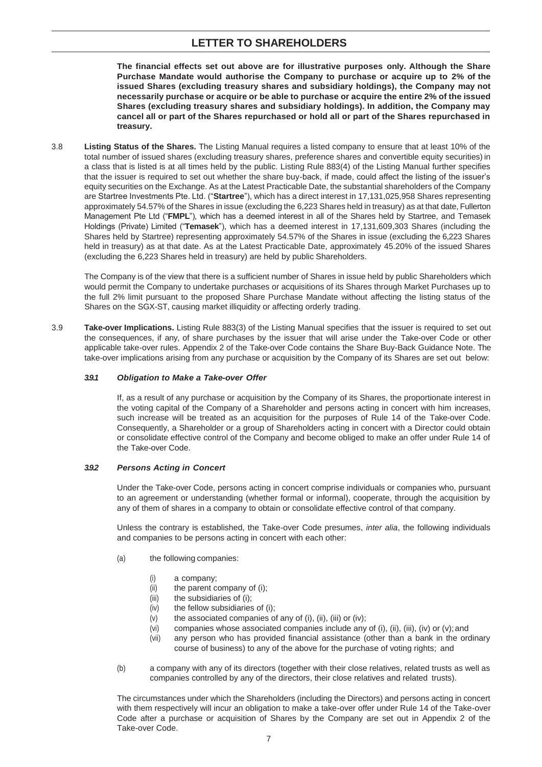**The financial effects set out above are for illustrative purposes only. Although the Share Purchase Mandate would authorise the Company to purchase or acquire up to 2% of the issued Shares (excluding treasury shares and subsidiary holdings), the Company may not necessarily purchase or acquire or be able to purchase or acquire the entire 2% of the issued Shares (excluding treasury shares and subsidiary holdings). In addition, the Company may cancel all or part of the Shares repurchased or hold all or part of the Shares repurchased in treasury.**

3.8 **Listing Status of the Shares.** The Listing Manual requires a listed company to ensure that at least 10% of the total number of issued shares (excluding treasury shares, preference shares and convertible equity securities) in a class that is listed is at all times held by the public. Listing Rule 883(4) of the Listing Manual further specifies that the issuer is required to set out whether the share buy-back, if made, could affect the listing of the issuer's equity securities on the Exchange. As at the Latest Practicable Date, the substantial shareholders of the Company are Startree Investments Pte. Ltd. ("**Startree**"), which has a direct interest in 17,131,025,958 Shares representing approximately 54.57% of the Shares in issue (excluding the 6,223 Shares held in treasury) as at that date, Fullerton Management Pte Ltd ("**FMPL**"), which has a deemed interest in all of the Shares held by Startree, and Temasek Holdings (Private) Limited ("**Temasek**"), which has a deemed interest in 17,131,609,303 Shares (including the Shares held by Startree) representing approximately 54.57% of the Shares in issue (excluding the 6,223 Shares held in treasury) as at that date. As at the Latest Practicable Date, approximately 45.20% of the issued Shares (excluding the 6,223 Shares held in treasury) are held by public Shareholders.

The Company is of the view that there is a sufficient number of Shares in issue held by public Shareholders which would permit the Company to undertake purchases or acquisitions of its Shares through Market Purchases up to the full 2% limit pursuant to the proposed Share Purchase Mandate without affecting the listing status of the Shares on the SGX-ST, causing market illiquidity or affecting orderly trading.

3.9 **Take-over Implications.** Listing Rule 883(3) of the Listing Manual specifies that the issuer is required to set out the consequences, if any, of share purchases by the issuer that will arise under the Take-over Code or other applicable take-over rules. Appendix 2 of the Take-over Code contains the Share Buy-Back Guidance Note. The take-over implications arising from any purchase or acquisition by the Company of its Shares are set out below:

***3.9.1 Obligation to Make a Take-over Offer***

If, as a result of any purchase or acquisition by the Company of its Shares, the proportionate interest in the voting capital of the Company of a Shareholder and persons acting in concert with him increases, such increase will be treated as an acquisition for the purposes of Rule 14 of the Take-over Code. Consequently, a Shareholder or a group of Shareholders acting in concert with a Director could obtain or consolidate effective control of the Company and become obliged to make an offer under Rule 14 of the Take-over Code.

***3.9.2 Persons Acting in Concert***

Under the Take-over Code, persons acting in concert comprise individuals or companies who, pursuant to an agreement or understanding (whether formal or informal), cooperate, through the acquisition by any of them of shares in a company to obtain or consolidate effective control of that company.

Unless the contrary is established, the Take-over Code presumes, *inter alia*, the following individuals and companies to be persons acting in concert with each other:

(a) the following companies:

   (i) a company;
   (ii) the parent company of (i);
   (iii) the subsidiaries of (i);
   (iv) the fellow subsidiaries of (i);
   (v) the associated companies of any of (i), (ii), (iii) or (iv);
   (vi) companies whose associated companies include any of (i), (ii), (iii), (iv) or (v); and
   (vii) any person who has provided financial assistance (other than a bank in the ordinary course of business) to any of the above for the purchase of voting rights; and

(b) a company with any of its directors (together with their close relatives, related trusts as well as companies controlled by any of the directors, their close relatives and related trusts).

The circumstances under which the Shareholders (including the Directors) and persons acting in concert with them respectively will incur an obligation to make a take-over offer under Rule 14 of the Take-over Code after a purchase or acquisition of Shares by the Company are set out in Appendix 2 of the Take-over Code.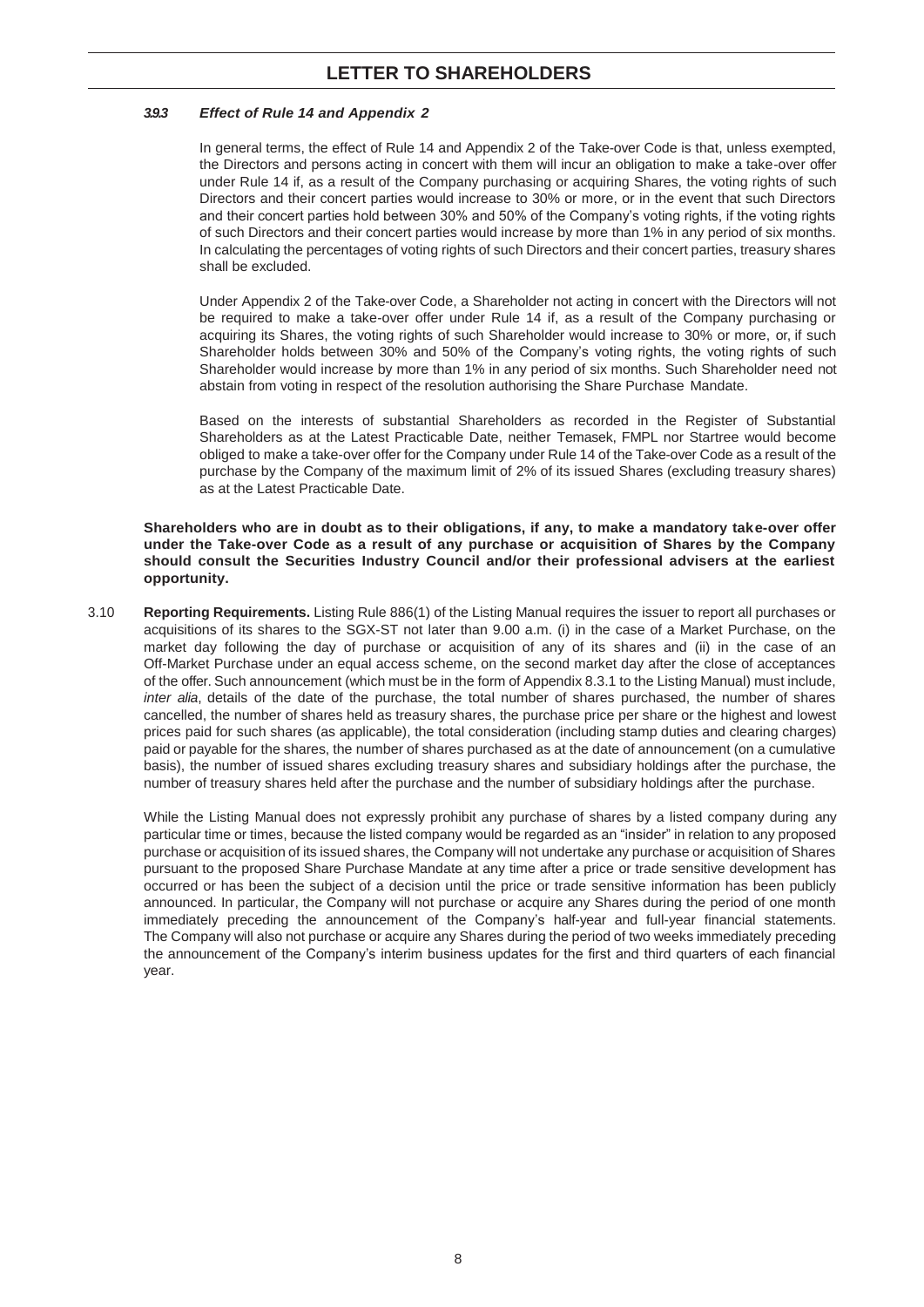#### *3.9.3 Effect of Rule 14 and Appendix 2*

In general terms, the effect of Rule 14 and Appendix 2 of the Take-over Code is that, unless exempted, the Directors and persons acting in concert with them will incur an obligation to make a take-over offer under Rule 14 if, as a result of the Company purchasing or acquiring Shares, the voting rights of such Directors and their concert parties would increase to 30% or more, or in the event that such Directors and their concert parties hold between 30% and 50% of the Company's voting rights, if the voting rights of such Directors and their concert parties would increase by more than 1% in any period of six months. In calculating the percentages of voting rights of such Directors and their concert parties, treasury shares shall be excluded.

Under Appendix 2 of the Take-over Code, a Shareholder not acting in concert with the Directors will not be required to make a take-over offer under Rule 14 if, as a result of the Company purchasing or acquiring its Shares, the voting rights of such Shareholder would increase to 30% or more, or, if such Shareholder holds between 30% and 50% of the Company's voting rights, the voting rights of such Shareholder would increase by more than 1% in any period of six months. Such Shareholder need not abstain from voting in respect of the resolution authorising the Share Purchase Mandate.

Based on the interests of substantial Shareholders as recorded in the Register of Substantial Shareholders as at the Latest Practicable Date, neither Temasek, FMPL nor Startree would become obliged to make a take-over offer for the Company under Rule 14 of the Take-over Code as a result of the purchase by the Company of the maximum limit of 2% of its issued Shares (excluding treasury shares) as at the Latest Practicable Date.

**Shareholders who are in doubt as to their obligations, if any, to make a mandatory take-over offer under the Take-over Code as a result of any purchase or acquisition of Shares by the Company should consult the Securities Industry Council and/or their professional advisers at the earliest opportunity.**

3.10 **Reporting Requirements.** Listing Rule 886(1) of the Listing Manual requires the issuer to report all purchases or acquisitions of its shares to the SGX-ST not later than 9.00 a.m. (i) in the case of a Market Purchase, on the market day following the day of purchase or acquisition of any of its shares and (ii) in the case of an Off-Market Purchase under an equal access scheme, on the second market day after the close of acceptances of the offer. Such announcement (which must be in the form of Appendix 8.3.1 to the Listing Manual) must include, *inter alia*, details of the date of the purchase, the total number of shares purchased, the number of shares cancelled, the number of shares held as treasury shares, the purchase price per share or the highest and lowest prices paid for such shares (as applicable), the total consideration (including stamp duties and clearing charges) paid or payable for the shares, the number of shares purchased as at the date of announcement (on a cumulative basis), the number of issued shares excluding treasury shares and subsidiary holdings after the purchase, the number of treasury shares held after the purchase and the number of subsidiary holdings after the purchase.

While the Listing Manual does not expressly prohibit any purchase of shares by a listed company during any particular time or times, because the listed company would be regarded as an "insider" in relation to any proposed purchase or acquisition of its issued shares, the Company will not undertake any purchase or acquisition of Shares pursuant to the proposed Share Purchase Mandate at any time after a price or trade sensitive development has occurred or has been the subject of a decision until the price or trade sensitive information has been publicly announced. In particular, the Company will not purchase or acquire any Shares during the period of one month immediately preceding the announcement of the Company's half-year and full-year financial statements. The Company will also not purchase or acquire any Shares during the period of two weeks immediately preceding the announcement of the Company's interim business updates for the first and third quarters of each financial year.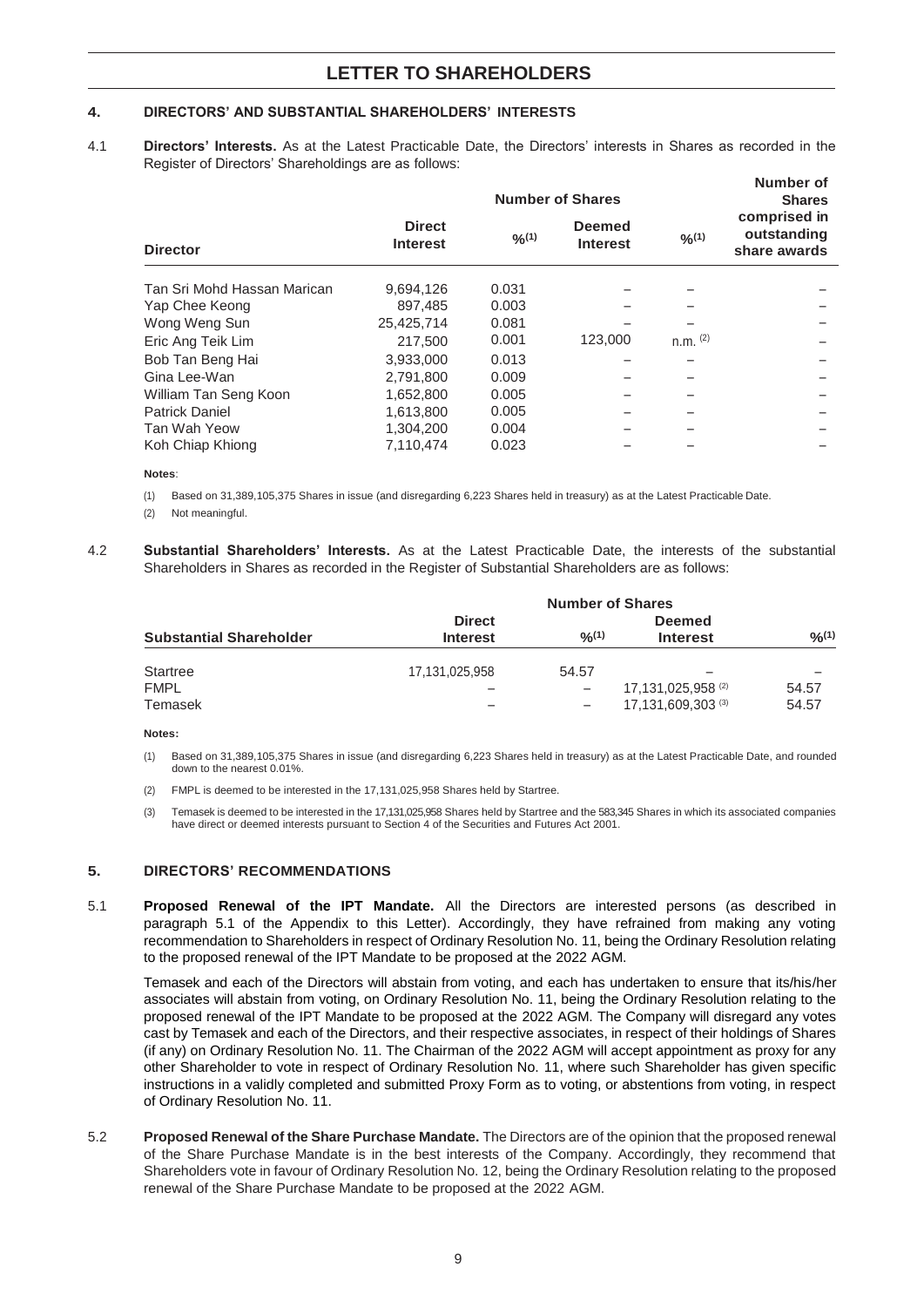# LETTER TO SHAREHOLDERS

## 4. DIRECTORS' AND SUBSTANTIAL SHAREHOLDERS' INTERESTS

4.1 **Directors' Interests.** As at the Latest Practicable Date, the Directors' interests in Shares as recorded in the Register of Directors' Shareholdings are as follows:

| | Number of Shares | | | | Number of Shares comprised in outstanding share awards |
|---|---|---|---|---|---|
| **Director** | **Direct Interest** | **%[(1)]** | **Deemed Interest** | **%[(1)]** | |
| Tan Sri Mohd Hassan Marican | 9,694,126 | 0.031 | – | – | – |
| Yap Chee Keong | 897,485 | 0.003 | – | – | – |
| Wong Weng Sun | 25,425,714 | 0.081 | – | – | – |
| Eric Ang Teik Lim | 217,500 | 0.001 | 123,000 | n.m. [(2)] | – |
| Bob Tan Beng Hai | 3,933,000 | 0.013 | – | – | – |
| Gina Lee-Wan | 2,791,800 | 0.009 | – | – | – |
| William Tan Seng Koon | 1,652,800 | 0.005 | – | – | – |
| Patrick Daniel | 1,613,800 | 0.005 | – | – | – |
| Tan Wah Yeow | 1,304,200 | 0.004 | – | – | – |
| Koh Chiap Khiong | 7,110,474 | 0.023 | – | – | – |

**Notes**:

(1) Based on 31,389,105,375 Shares in issue (and disregarding 6,223 Shares held in treasury) as at the Latest Practicable Date.

(2) Not meaningful.

4.2 **Substantial Shareholders' Interests.** As at the Latest Practicable Date, the interests of the substantial Shareholders in Shares as recorded in the Register of Substantial Shareholders are as follows:

| | Number of Shares | | | |
|---|---|---|---|---|
| **Substantial Shareholder** | **Direct Interest** | **%[(1)]** | **Deemed Interest** | **%[(1)]** |
| Startree | 17,131,025,958 | 54.57 | – | – |
| FMPL | – | – | 17,131,025,958 [(2)] | 54.57 |
| Temasek | – | – | 17,131,609,303 [(3)] | 54.57 |

**Notes:**

(1) Based on 31,389,105,375 Shares in issue (and disregarding 6,223 Shares held in treasury) as at the Latest Practicable Date, and rounded down to the nearest 0.01%.

(2) FMPL is deemed to be interested in the 17,131,025,958 Shares held by Startree.

(3) Temasek is deemed to be interested in the 17,131,025,958 Shares held by Startree and the 583,345 Shares in which its associated companies have direct or deemed interests pursuant to Section 4 of the Securities and Futures Act 2001.

## 5. DIRECTORS' RECOMMENDATIONS

5.1 **Proposed Renewal of the IPT Mandate.** All the Directors are interested persons (as described in paragraph 5.1 of the Appendix to this Letter). Accordingly, they have refrained from making any voting recommendation to Shareholders in respect of Ordinary Resolution No. 11, being the Ordinary Resolution relating to the proposed renewal of the IPT Mandate to be proposed at the 2022 AGM.

Temasek and each of the Directors will abstain from voting, and each has undertaken to ensure that its/his/her associates will abstain from voting, on Ordinary Resolution No. 11, being the Ordinary Resolution relating to the proposed renewal of the IPT Mandate to be proposed at the 2022 AGM. The Company will disregard any votes cast by Temasek and each of the Directors, and their respective associates, in respect of their holdings of Shares (if any) on Ordinary Resolution No. 11. The Chairman of the 2022 AGM will accept appointment as proxy for any other Shareholder to vote in respect of Ordinary Resolution No. 11, where such Shareholder has given specific instructions in a validly completed and submitted Proxy Form as to voting, or abstentions from voting, in respect of Ordinary Resolution No. 11.

5.2 **Proposed Renewal of the Share Purchase Mandate.** The Directors are of the opinion that the proposed renewal of the Share Purchase Mandate is in the best interests of the Company. Accordingly, they recommend that Shareholders vote in favour of Ordinary Resolution No. 12, being the Ordinary Resolution relating to the proposed renewal of the Share Purchase Mandate to be proposed at the 2022 AGM.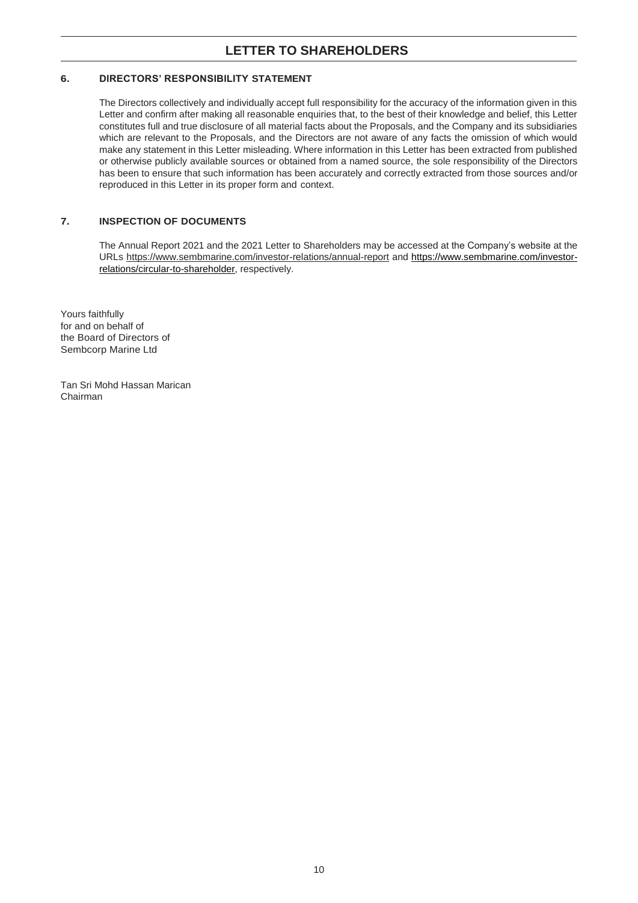## 6. DIRECTORS' RESPONSIBILITY STATEMENT

The Directors collectively and individually accept full responsibility for the accuracy of the information given in this Letter and confirm after making all reasonable enquiries that, to the best of their knowledge and belief, this Letter constitutes full and true disclosure of all material facts about the Proposals, and the Company and its subsidiaries which are relevant to the Proposals, and the Directors are not aware of any facts the omission of which would make any statement in this Letter misleading. Where information in this Letter has been extracted from published or otherwise publicly available sources or obtained from a named source, the sole responsibility of the Directors has been to ensure that such information has been accurately and correctly extracted from those sources and/or reproduced in this Letter in its proper form and context.

## 7. INSPECTION OF DOCUMENTS

The Annual Report 2021 and the 2021 Letter to Shareholders may be accessed at the Company's website at the URLs https://www.sembmarine.com/investor-relations/annual-report and https://www.sembmarine.com/investor-relations/circular-to-shareholder, respectively.

Yours faithfully
for and on behalf of
the Board of Directors of
Sembcorp Marine Ltd

Tan Sri Mohd Hassan Marican
Chairman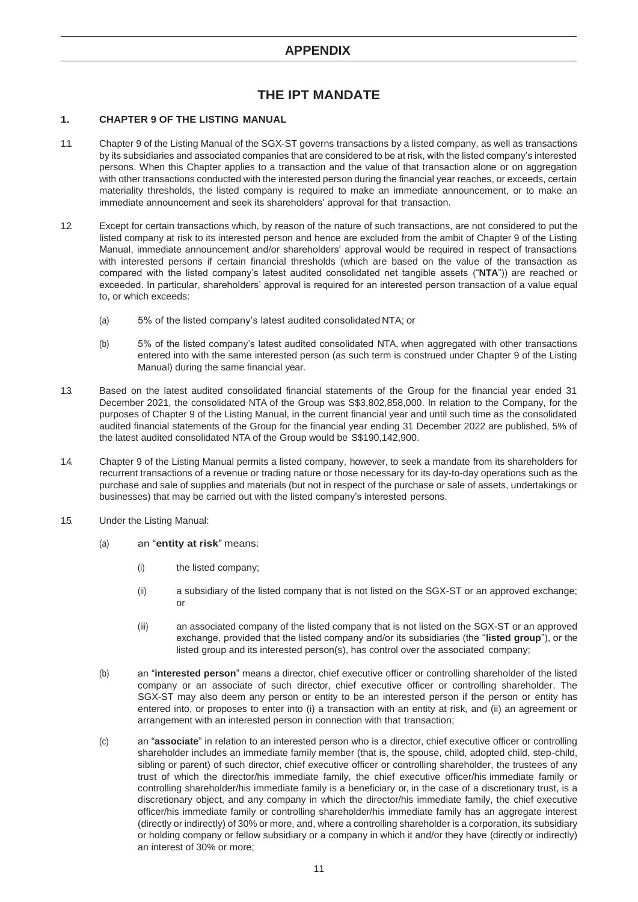# APPENDIX

## THE IPT MANDATE

### 1. CHAPTER 9 OF THE LISTING MANUAL

1.1. Chapter 9 of the Listing Manual of the SGX-ST governs transactions by a listed company, as well as transactions by its subsidiaries and associated companies that are considered to be at risk, with the listed company's interested persons. When this Chapter applies to a transaction and the value of that transaction alone or on aggregation with other transactions conducted with the interested person during the financial year reaches, or exceeds, certain materiality thresholds, the listed company is required to make an immediate announcement, or to make an immediate announcement and seek its shareholders' approval for that transaction.

1.2. Except for certain transactions which, by reason of the nature of such transactions, are not considered to put the listed company at risk to its interested person and hence are excluded from the ambit of Chapter 9 of the Listing Manual, immediate announcement and/or shareholders' approval would be required in respect of transactions with interested persons if certain financial thresholds (which are based on the value of the transaction as compared with the listed company's latest audited consolidated net tangible assets ("**NTA**")) are reached or exceeded. In particular, shareholders' approval is required for an interested person transaction of a value equal to, or which exceeds:

(a) 5% of the listed company's latest audited consolidated NTA; or

(b) 5% of the listed company's latest audited consolidated NTA, when aggregated with other transactions entered into with the same interested person (as such term is construed under Chapter 9 of the Listing Manual) during the same financial year.

1.3. Based on the latest audited consolidated financial statements of the Group for the financial year ended 31 December 2021, the consolidated NTA of the Group was S$3,802,858,000. In relation to the Company, for the purposes of Chapter 9 of the Listing Manual, in the current financial year and until such time as the consolidated audited financial statements of the Group for the financial year ending 31 December 2022 are published, 5% of the latest audited consolidated NTA of the Group would be S$190,142,900.

1.4. Chapter 9 of the Listing Manual permits a listed company, however, to seek a mandate from its shareholders for recurrent transactions of a revenue or trading nature or those necessary for its day-to-day operations such as the purchase and sale of supplies and materials (but not in respect of the purchase or sale of assets, undertakings or businesses) that may be carried out with the listed company's interested persons.

1.5. Under the Listing Manual:

(a) an "**entity at risk**" means:

(i) the listed company;

(ii) a subsidiary of the listed company that is not listed on the SGX-ST or an approved exchange; or

(iii) an associated company of the listed company that is not listed on the SGX-ST or an approved exchange, provided that the listed company and/or its subsidiaries (the "**listed group**"), or the listed group and its interested person(s), has control over the associated company;

(b) an "**interested person**" means a director, chief executive officer or controlling shareholder of the listed company or an associate of such director, chief executive officer or controlling shareholder. The SGX-ST may also deem any person or entity to be an interested person if the person or entity has entered into, or proposes to enter into (i) a transaction with an entity at risk, and (ii) an agreement or arrangement with an interested person in connection with that transaction;

(c) an "**associate**" in relation to an interested person who is a director, chief executive officer or controlling shareholder includes an immediate family member (that is, the spouse, child, adopted child, step-child, sibling or parent) of such director, chief executive officer or controlling shareholder, the trustees of any trust of which the director/his immediate family, the chief executive officer/his immediate family or controlling shareholder/his immediate family is a beneficiary or, in the case of a discretionary trust, is a discretionary object, and any company in which the director/his immediate family, the chief executive officer/his immediate family or controlling shareholder/his immediate family has an aggregate interest (directly or indirectly) of 30% or more, and, where a controlling shareholder is a corporation, its subsidiary or holding company or fellow subsidiary or a company in which it and/or they have (directly or indirectly) an interest of 30% or more;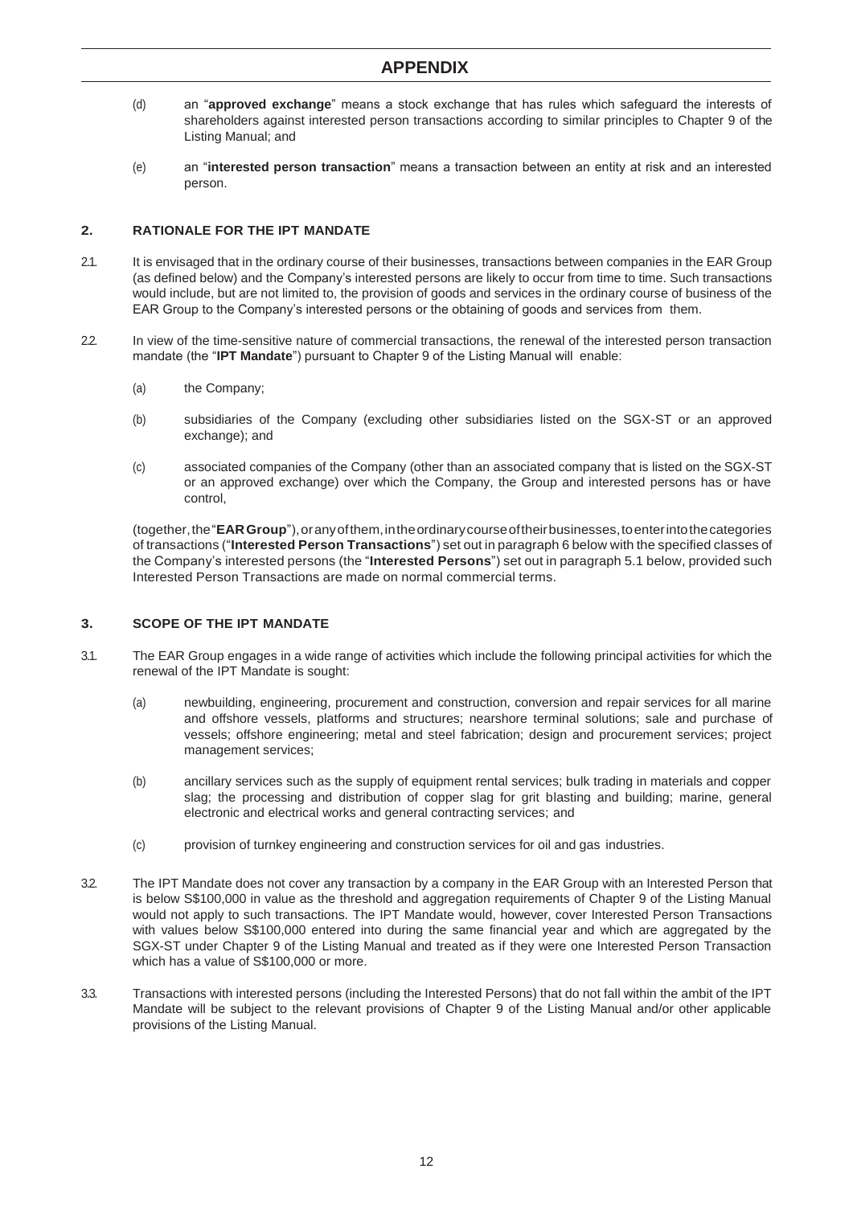# APPENDIX

(d) an "**approved exchange**" means a stock exchange that has rules which safeguard the interests of shareholders against interested person transactions according to similar principles to Chapter 9 of the Listing Manual; and

(e) an "**interested person transaction**" means a transaction between an entity at risk and an interested person.

## 2. RATIONALE FOR THE IPT MANDATE

2.1. It is envisaged that in the ordinary course of their businesses, transactions between companies in the EAR Group (as defined below) and the Company's interested persons are likely to occur from time to time. Such transactions would include, but are not limited to, the provision of goods and services in the ordinary course of business of the EAR Group to the Company's interested persons or the obtaining of goods and services from them.

2.2. In view of the time-sensitive nature of commercial transactions, the renewal of the interested person transaction mandate (the "**IPT Mandate**") pursuant to Chapter 9 of the Listing Manual will enable:

(a) the Company;

(b) subsidiaries of the Company (excluding other subsidiaries listed on the SGX-ST or an approved exchange); and

(c) associated companies of the Company (other than an associated company that is listed on the SGX-ST or an approved exchange) over which the Company, the Group and interested persons has or have control,

(together, the "**EAR Group**"), or any of them, in the ordinary course of their businesses, to enter into the categories of transactions ("**Interested Person Transactions**") set out in paragraph 6 below with the specified classes of the Company's interested persons (the "**Interested Persons**") set out in paragraph 5.1 below, provided such Interested Person Transactions are made on normal commercial terms.

## 3. SCOPE OF THE IPT MANDATE

3.1. The EAR Group engages in a wide range of activities which include the following principal activities for which the renewal of the IPT Mandate is sought:

(a) newbuilding, engineering, procurement and construction, conversion and repair services for all marine and offshore vessels, platforms and structures; nearshore terminal solutions; sale and purchase of vessels; offshore engineering; metal and steel fabrication; design and procurement services; project management services;

(b) ancillary services such as the supply of equipment rental services; bulk trading in materials and copper slag; the processing and distribution of copper slag for grit blasting and building; marine, general electronic and electrical works and general contracting services; and

(c) provision of turnkey engineering and construction services for oil and gas industries.

3.2. The IPT Mandate does not cover any transaction by a company in the EAR Group with an Interested Person that is below S$100,000 in value as the threshold and aggregation requirements of Chapter 9 of the Listing Manual would not apply to such transactions. The IPT Mandate would, however, cover Interested Person Transactions with values below S$100,000 entered into during the same financial year and which are aggregated by the SGX-ST under Chapter 9 of the Listing Manual and treated as if they were one Interested Person Transaction which has a value of S$100,000 or more.

3.3. Transactions with interested persons (including the Interested Persons) that do not fall within the ambit of the IPT Mandate will be subject to the relevant provisions of Chapter 9 of the Listing Manual and/or other applicable provisions of the Listing Manual.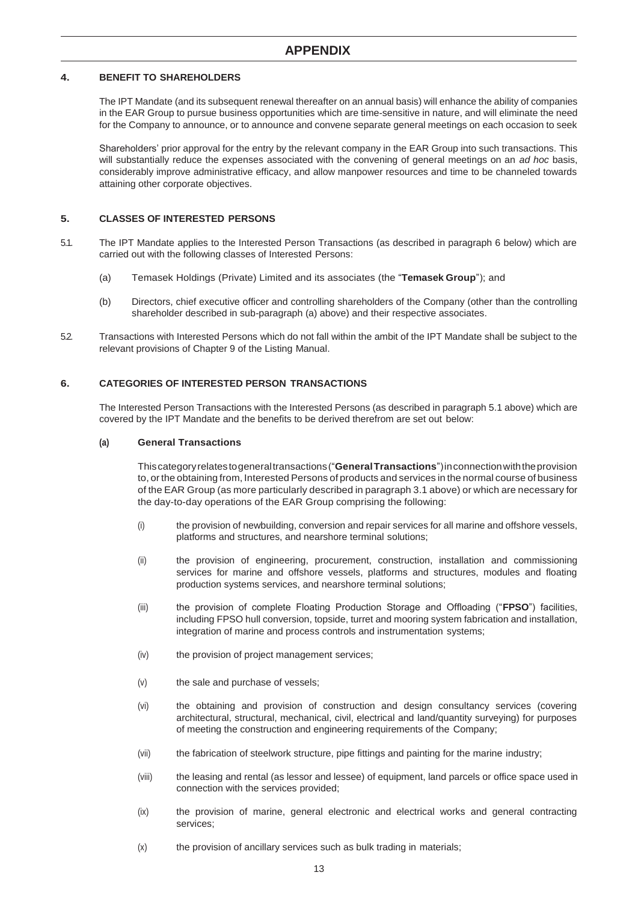# APPENDIX

## 4. BENEFIT TO SHAREHOLDERS

The IPT Mandate (and its subsequent renewal thereafter on an annual basis) will enhance the ability of companies in the EAR Group to pursue business opportunities which are time-sensitive in nature, and will eliminate the need for the Company to announce, or to announce and convene separate general meetings on each occasion to seek

Shareholders' prior approval for the entry by the relevant company in the EAR Group into such transactions. This will substantially reduce the expenses associated with the convening of general meetings on an *ad hoc* basis, considerably improve administrative efficacy, and allow manpower resources and time to be channeled towards attaining other corporate objectives.

## 5. CLASSES OF INTERESTED PERSONS

5.1. The IPT Mandate applies to the Interested Person Transactions (as described in paragraph 6 below) which are carried out with the following classes of Interested Persons:

(a) Temasek Holdings (Private) Limited and its associates (the "**Temasek Group**"); and

(b) Directors, chief executive officer and controlling shareholders of the Company (other than the controlling shareholder described in sub-paragraph (a) above) and their respective associates.

5.2. Transactions with Interested Persons which do not fall within the ambit of the IPT Mandate shall be subject to the relevant provisions of Chapter 9 of the Listing Manual.

## 6. CATEGORIES OF INTERESTED PERSON TRANSACTIONS

The Interested Person Transactions with the Interested Persons (as described in paragraph 5.1 above) which are covered by the IPT Mandate and the benefits to be derived therefrom are set out below:

### (a) General Transactions

This category relates to general transactions ("**General Transactions**") in connection with the provision to, or the obtaining from, Interested Persons of products and services in the normal course of business of the EAR Group (as more particularly described in paragraph 3.1 above) or which are necessary for the day-to-day operations of the EAR Group comprising the following:

(i) the provision of newbuilding, conversion and repair services for all marine and offshore vessels, platforms and structures, and nearshore terminal solutions;

(ii) the provision of engineering, procurement, construction, installation and commissioning services for marine and offshore vessels, platforms and structures, modules and floating production systems services, and nearshore terminal solutions;

(iii) the provision of complete Floating Production Storage and Offloading ("**FPSO**") facilities, including FPSO hull conversion, topside, turret and mooring system fabrication and installation, integration of marine and process controls and instrumentation systems;

(iv) the provision of project management services;

(v) the sale and purchase of vessels;

(vi) the obtaining and provision of construction and design consultancy services (covering architectural, structural, mechanical, civil, electrical and land/quantity surveying) for purposes of meeting the construction and engineering requirements of the Company;

(vii) the fabrication of steelwork structure, pipe fittings and painting for the marine industry;

(viii) the leasing and rental (as lessor and lessee) of equipment, land parcels or office space used in connection with the services provided;

(ix) the provision of marine, general electronic and electrical works and general contracting services;

(x) the provision of ancillary services such as bulk trading in materials;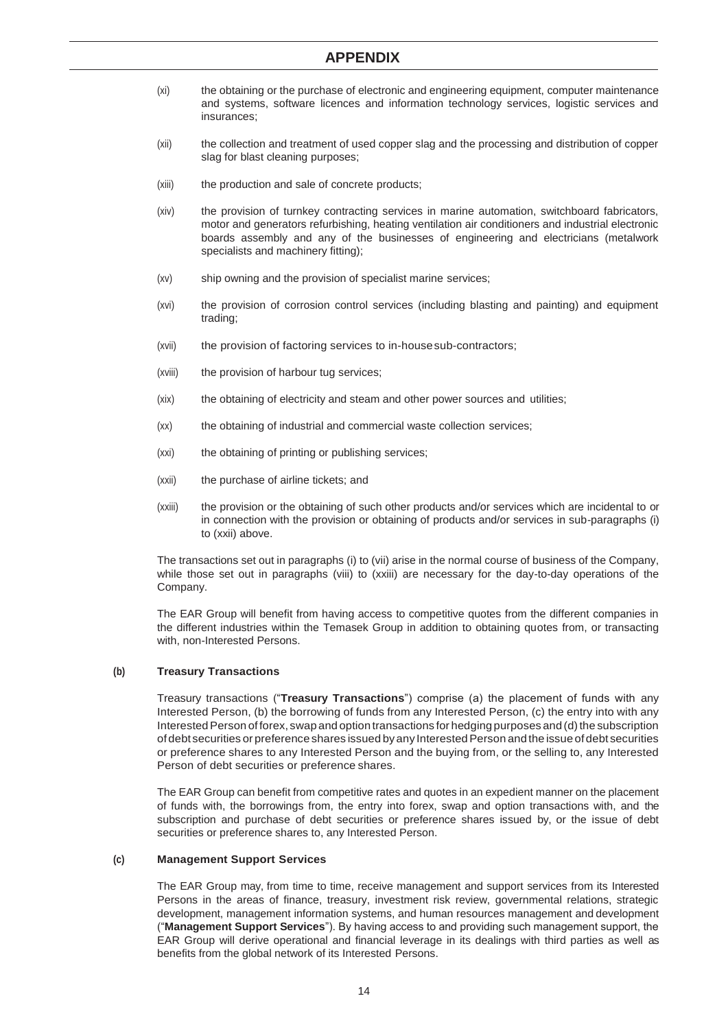# APPENDIX

(xi) the obtaining or the purchase of electronic and engineering equipment, computer maintenance and systems, software licences and information technology services, logistic services and insurances;

(xii) the collection and treatment of used copper slag and the processing and distribution of copper slag for blast cleaning purposes;

(xiii) the production and sale of concrete products;

(xiv) the provision of turnkey contracting services in marine automation, switchboard fabricators, motor and generators refurbishing, heating ventilation air conditioners and industrial electronic boards assembly and any of the businesses of engineering and electricians (metalwork specialists and machinery fitting);

(xv) ship owning and the provision of specialist marine services;

(xvi) the provision of corrosion control services (including blasting and painting) and equipment trading;

(xvii) the provision of factoring services to in-house sub-contractors;

(xviii) the provision of harbour tug services;

(xix) the obtaining of electricity and steam and other power sources and utilities;

(xx) the obtaining of industrial and commercial waste collection services;

(xxi) the obtaining of printing or publishing services;

(xxii) the purchase of airline tickets; and

(xxiii) the provision or the obtaining of such other products and/or services which are incidental to or in connection with the provision or obtaining of products and/or services in sub-paragraphs (i) to (xxii) above.

The transactions set out in paragraphs (i) to (vii) arise in the normal course of business of the Company, while those set out in paragraphs (viii) to (xxiii) are necessary for the day-to-day operations of the Company.

The EAR Group will benefit from having access to competitive quotes from the different companies in the different industries within the Temasek Group in addition to obtaining quotes from, or transacting with, non-Interested Persons.

**(b) Treasury Transactions**

Treasury transactions ("**Treasury Transactions**") comprise (a) the placement of funds with any Interested Person, (b) the borrowing of funds from any Interested Person, (c) the entry into with any Interested Person of forex, swap and option transactions for hedging purposes and (d) the subscription of debt securities or preference shares issued by any Interested Person and the issue of debt securities or preference shares to any Interested Person and the buying from, or the selling to, any Interested Person of debt securities or preference shares.

The EAR Group can benefit from competitive rates and quotes in an expedient manner on the placement of funds with, the borrowings from, the entry into forex, swap and option transactions with, and the subscription and purchase of debt securities or preference shares issued by, or the issue of debt securities or preference shares to, any Interested Person.

**(c) Management Support Services**

The EAR Group may, from time to time, receive management and support services from its Interested Persons in the areas of finance, treasury, investment risk review, governmental relations, strategic development, management information systems, and human resources management and development ("**Management Support Services**"). By having access to and providing such management support, the EAR Group will derive operational and financial leverage in its dealings with third parties as well as benefits from the global network of its Interested Persons.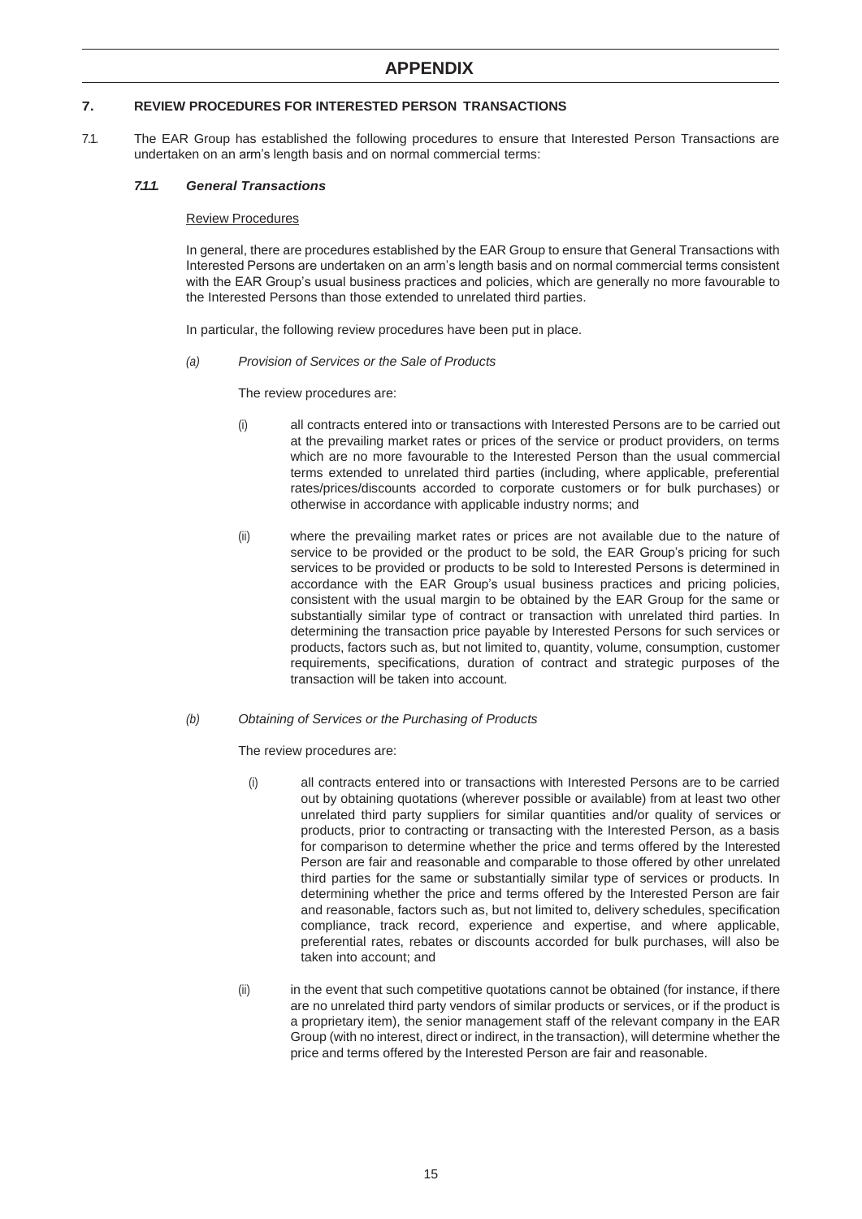# APPENDIX

## 7. REVIEW PROCEDURES FOR INTERESTED PERSON TRANSACTIONS

7.1. The EAR Group has established the following procedures to ensure that Interested Person Transactions are undertaken on an arm's length basis and on normal commercial terms:

### *7.1.1. General Transactions*

Review Procedures

In general, there are procedures established by the EAR Group to ensure that General Transactions with Interested Persons are undertaken on an arm's length basis and on normal commercial terms consistent with the EAR Group's usual business practices and policies, which are generally no more favourable to the Interested Persons than those extended to unrelated third parties.

In particular, the following review procedures have been put in place.

*(a) Provision of Services or the Sale of Products*

The review procedures are:

(i) all contracts entered into or transactions with Interested Persons are to be carried out at the prevailing market rates or prices of the service or product providers, on terms which are no more favourable to the Interested Person than the usual commercial terms extended to unrelated third parties (including, where applicable, preferential rates/prices/discounts accorded to corporate customers or for bulk purchases) or otherwise in accordance with applicable industry norms; and

(ii) where the prevailing market rates or prices are not available due to the nature of service to be provided or the product to be sold, the EAR Group's pricing for such services to be provided or products to be sold to Interested Persons is determined in accordance with the EAR Group's usual business practices and pricing policies, consistent with the usual margin to be obtained by the EAR Group for the same or substantially similar type of contract or transaction with unrelated third parties. In determining the transaction price payable by Interested Persons for such services or products, factors such as, but not limited to, quantity, volume, consumption, customer requirements, specifications, duration of contract and strategic purposes of the transaction will be taken into account.

*(b) Obtaining of Services or the Purchasing of Products*

The review procedures are:

(i) all contracts entered into or transactions with Interested Persons are to be carried out by obtaining quotations (wherever possible or available) from at least two other unrelated third party suppliers for similar quantities and/or quality of services or products, prior to contracting or transacting with the Interested Person, as a basis for comparison to determine whether the price and terms offered by the Interested Person are fair and reasonable and comparable to those offered by other unrelated third parties for the same or substantially similar type of services or products. In determining whether the price and terms offered by the Interested Person are fair and reasonable, factors such as, but not limited to, delivery schedules, specification compliance, track record, experience and expertise, and where applicable, preferential rates, rebates or discounts accorded for bulk purchases, will also be taken into account; and

(ii) in the event that such competitive quotations cannot be obtained (for instance, if there are no unrelated third party vendors of similar products or services, or if the product is a proprietary item), the senior management staff of the relevant company in the EAR Group (with no interest, direct or indirect, in the transaction), will determine whether the price and terms offered by the Interested Person are fair and reasonable.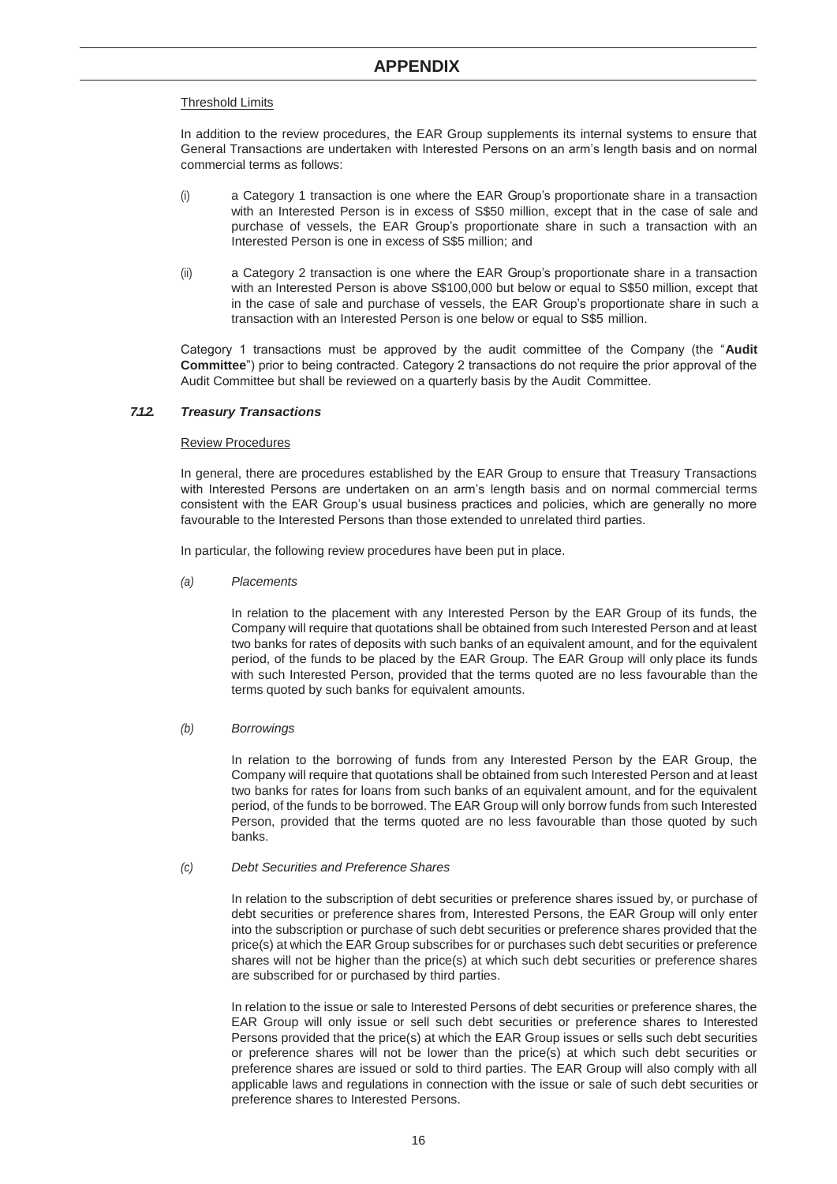# APPENDIX

Threshold Limits

In addition to the review procedures, the EAR Group supplements its internal systems to ensure that General Transactions are undertaken with Interested Persons on an arm's length basis and on normal commercial terms as follows:

(i) a Category 1 transaction is one where the EAR Group's proportionate share in a transaction with an Interested Person is in excess of S$50 million, except that in the case of sale and purchase of vessels, the EAR Group's proportionate share in such a transaction with an Interested Person is one in excess of S$5 million; and

(ii) a Category 2 transaction is one where the EAR Group's proportionate share in a transaction with an Interested Person is above S$100,000 but below or equal to S$50 million, except that in the case of sale and purchase of vessels, the EAR Group's proportionate share in such a transaction with an Interested Person is one below or equal to S$5 million.

Category 1 transactions must be approved by the audit committee of the Company (the "**Audit Committee**") prior to being contracted. Category 2 transactions do not require the prior approval of the Audit Committee but shall be reviewed on a quarterly basis by the Audit Committee.

### *7.1.2. Treasury Transactions*

Review Procedures

In general, there are procedures established by the EAR Group to ensure that Treasury Transactions with Interested Persons are undertaken on an arm's length basis and on normal commercial terms consistent with the EAR Group's usual business practices and policies, which are generally no more favourable to the Interested Persons than those extended to unrelated third parties.

In particular, the following review procedures have been put in place.

*(a) Placements*

In relation to the placement with any Interested Person by the EAR Group of its funds, the Company will require that quotations shall be obtained from such Interested Person and at least two banks for rates of deposits with such banks of an equivalent amount, and for the equivalent period, of the funds to be placed by the EAR Group. The EAR Group will only place its funds with such Interested Person, provided that the terms quoted are no less favourable than the terms quoted by such banks for equivalent amounts.

*(b) Borrowings*

In relation to the borrowing of funds from any Interested Person by the EAR Group, the Company will require that quotations shall be obtained from such Interested Person and at least two banks for rates for loans from such banks of an equivalent amount, and for the equivalent period, of the funds to be borrowed. The EAR Group will only borrow funds from such Interested Person, provided that the terms quoted are no less favourable than those quoted by such banks.

*(c) Debt Securities and Preference Shares*

In relation to the subscription of debt securities or preference shares issued by, or purchase of debt securities or preference shares from, Interested Persons, the EAR Group will only enter into the subscription or purchase of such debt securities or preference shares provided that the price(s) at which the EAR Group subscribes for or purchases such debt securities or preference shares will not be higher than the price(s) at which such debt securities or preference shares are subscribed for or purchased by third parties.

In relation to the issue or sale to Interested Persons of debt securities or preference shares, the EAR Group will only issue or sell such debt securities or preference shares to Interested Persons provided that the price(s) at which the EAR Group issues or sells such debt securities or preference shares will not be lower than the price(s) at which such debt securities or preference shares are issued or sold to third parties. The EAR Group will also comply with all applicable laws and regulations in connection with the issue or sale of such debt securities or preference shares to Interested Persons.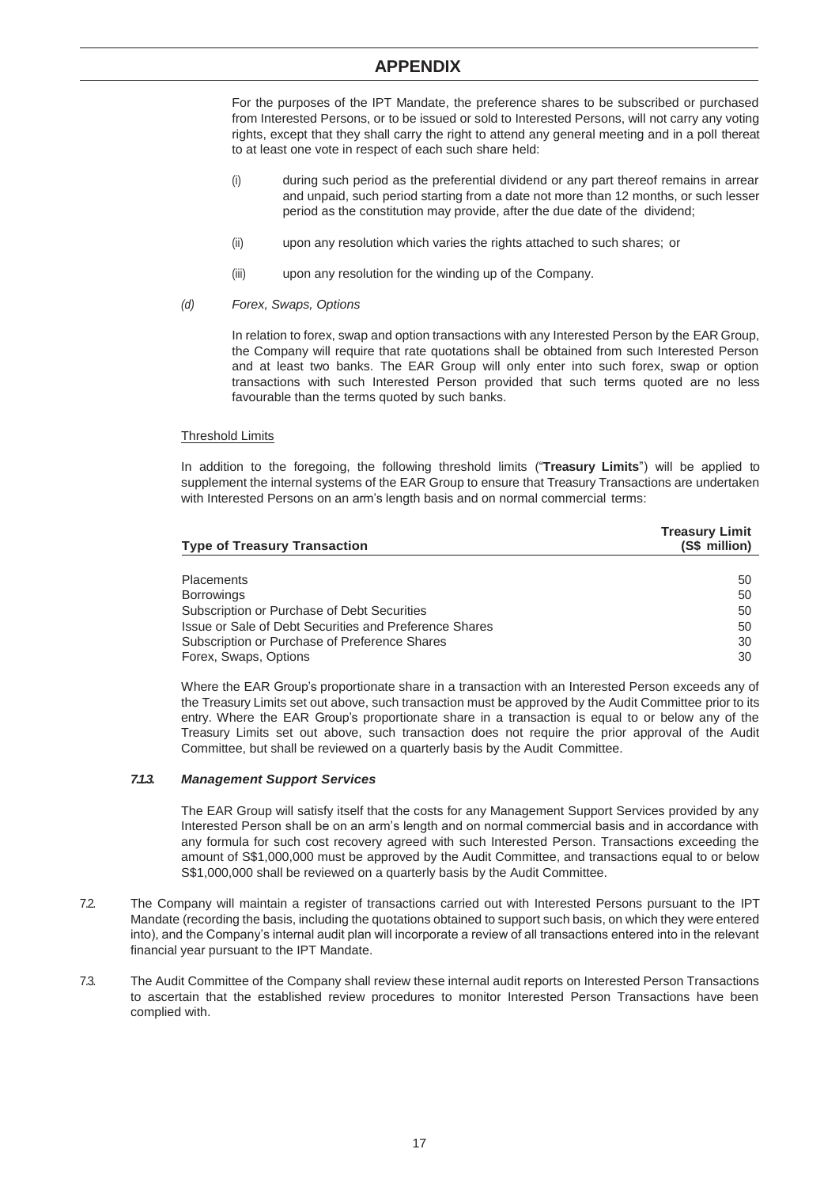For the purposes of the IPT Mandate, the preference shares to be subscribed or purchased from Interested Persons, or to be issued or sold to Interested Persons, will not carry any voting rights, except that they shall carry the right to attend any general meeting and in a poll thereat to at least one vote in respect of each such share held:

(i) during such period as the preferential dividend or any part thereof remains in arrear and unpaid, such period starting from a date not more than 12 months, or such lesser period as the constitution may provide, after the due date of the dividend;

(ii) upon any resolution which varies the rights attached to such shares; or

(iii) upon any resolution for the winding up of the Company.

*(d) Forex, Swaps, Options*

In relation to forex, swap and option transactions with any Interested Person by the EAR Group, the Company will require that rate quotations shall be obtained from such Interested Person and at least two banks. The EAR Group will only enter into such forex, swap or option transactions with such Interested Person provided that such terms quoted are no less favourable than the terms quoted by such banks.

Threshold Limits

In addition to the foregoing, the following threshold limits ("**Treasury Limits**") will be applied to supplement the internal systems of the EAR Group to ensure that Treasury Transactions are undertaken with Interested Persons on an arm's length basis and on normal commercial terms:

| Type of Treasury Transaction | Treasury Limit (S$ million) |
|---|---|
| Placements | 50 |
| Borrowings | 50 |
| Subscription or Purchase of Debt Securities | 50 |
| Issue or Sale of Debt Securities and Preference Shares | 50 |
| Subscription or Purchase of Preference Shares | 30 |
| Forex, Swaps, Options | 30 |

Where the EAR Group's proportionate share in a transaction with an Interested Person exceeds any of the Treasury Limits set out above, such transaction must be approved by the Audit Committee prior to its entry. Where the EAR Group's proportionate share in a transaction is equal to or below any of the Treasury Limits set out above, such transaction does not require the prior approval of the Audit Committee, but shall be reviewed on a quarterly basis by the Audit Committee.

### *7.1.3. Management Support Services*

The EAR Group will satisfy itself that the costs for any Management Support Services provided by any Interested Person shall be on an arm's length and on normal commercial basis and in accordance with any formula for such cost recovery agreed with such Interested Person. Transactions exceeding the amount of S$1,000,000 must be approved by the Audit Committee, and transactions equal to or below S$1,000,000 shall be reviewed on a quarterly basis by the Audit Committee.

7.2. The Company will maintain a register of transactions carried out with Interested Persons pursuant to the IPT Mandate (recording the basis, including the quotations obtained to support such basis, on which they were entered into), and the Company's internal audit plan will incorporate a review of all transactions entered into in the relevant financial year pursuant to the IPT Mandate.

7.3. The Audit Committee of the Company shall review these internal audit reports on Interested Person Transactions to ascertain that the established review procedures to monitor Interested Person Transactions have been complied with.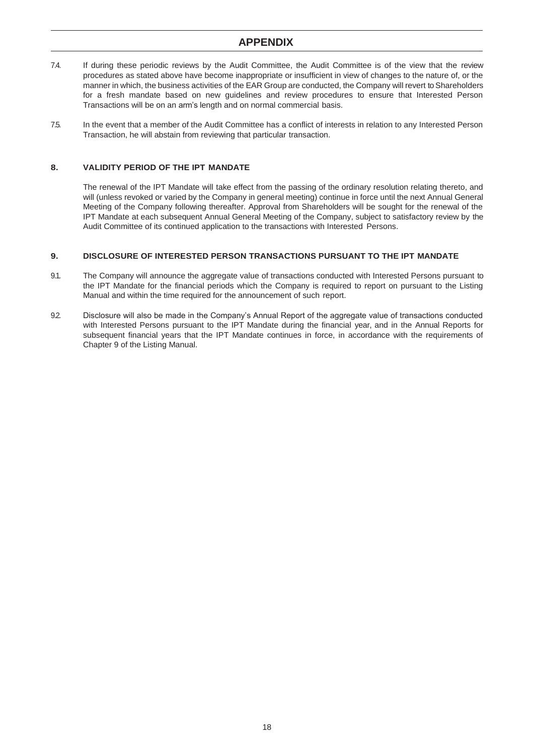7.4. If during these periodic reviews by the Audit Committee, the Audit Committee is of the view that the review procedures as stated above have become inappropriate or insufficient in view of changes to the nature of, or the manner in which, the business activities of the EAR Group are conducted, the Company will revert to Shareholders for a fresh mandate based on new guidelines and review procedures to ensure that Interested Person Transactions will be on an arm's length and on normal commercial basis.

7.5. In the event that a member of the Audit Committee has a conflict of interests in relation to any Interested Person Transaction, he will abstain from reviewing that particular transaction.

## 8. VALIDITY PERIOD OF THE IPT MANDATE

The renewal of the IPT Mandate will take effect from the passing of the ordinary resolution relating thereto, and will (unless revoked or varied by the Company in general meeting) continue in force until the next Annual General Meeting of the Company following thereafter. Approval from Shareholders will be sought for the renewal of the IPT Mandate at each subsequent Annual General Meeting of the Company, subject to satisfactory review by the Audit Committee of its continued application to the transactions with Interested Persons.

## 9. DISCLOSURE OF INTERESTED PERSON TRANSACTIONS PURSUANT TO THE IPT MANDATE

9.1. The Company will announce the aggregate value of transactions conducted with Interested Persons pursuant to the IPT Mandate for the financial periods which the Company is required to report on pursuant to the Listing Manual and within the time required for the announcement of such report.

9.2. Disclosure will also be made in the Company's Annual Report of the aggregate value of transactions conducted with Interested Persons pursuant to the IPT Mandate during the financial year, and in the Annual Reports for subsequent financial years that the IPT Mandate continues in force, in accordance with the requirements of Chapter 9 of the Listing Manual.